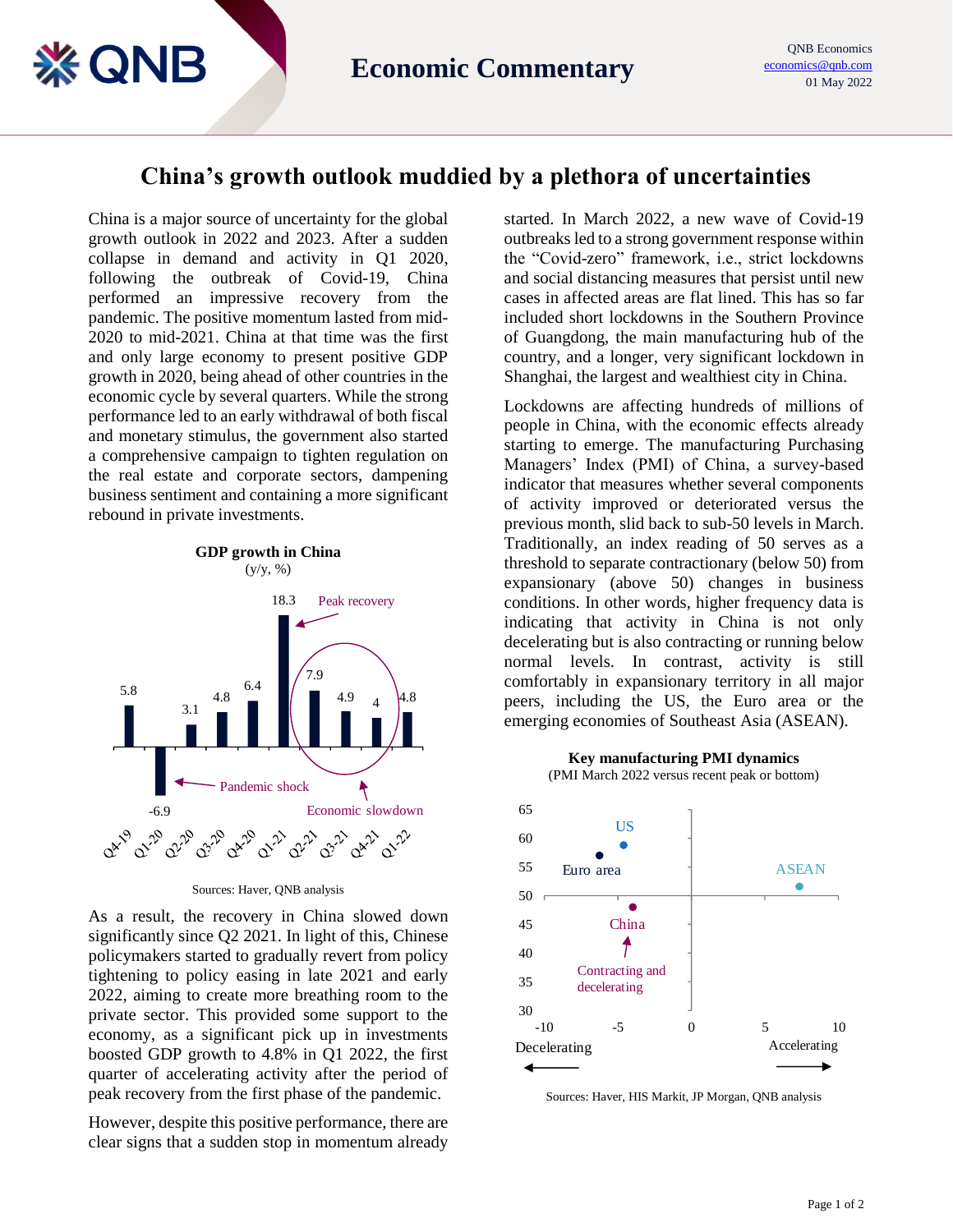QNB Economics
economics@qnb.com
01 May 2022

# Economic Commentary

## China's growth outlook muddied by a plethora of uncertainties

China is a major source of uncertainty for the global growth outlook in 2022 and 2023. After a sudden collapse in demand and activity in Q1 2020, following the outbreak of Covid-19, China performed an impressive recovery from the pandemic. The positive momentum lasted from mid-2020 to mid-2021. China at that time was the first and only large economy to present positive GDP growth in 2020, being ahead of other countries in the economic cycle by several quarters. While the strong performance led to an early withdrawal of both fiscal and monetary stimulus, the government also started a comprehensive campaign to tighten regulation on the real estate and corporate sectors, dampening business sentiment and containing a more significant rebound in private investments.

**GDP growth in China**
(y/y, %)

| Quarter | GDP growth |
|---|---|
| Q4-19 | 5.8 |
| Q1-20 | -6.9 |
| Q2-20 | 3.1 |
| Q3-20 | 4.8 |
| Q4-20 | 6.4 |
| Q1-21 | 18.3 |
| Q2-21 | 7.9 |
| Q3-21 | 4.9 |
| Q4-21 | 4 |
| Q1-22 | 4.8 |

Annotations: Pandemic shock; Peak recovery; Economic slowdown

Sources: Haver, QNB analysis

As a result, the recovery in China slowed down significantly since Q2 2021. In light of this, Chinese policymakers started to gradually revert from policy tightening to policy easing in late 2021 and early 2022, aiming to create more breathing room to the private sector. This provided some support to the economy, as a significant pick up in investments boosted GDP growth to 4.8% in Q1 2022, the first quarter of accelerating activity after the period of peak recovery from the first phase of the pandemic.

However, despite this positive performance, there are clear signs that a sudden stop in momentum already started. In March 2022, a new wave of Covid-19 outbreaks led to a strong government response within the "Covid-zero" framework, i.e., strict lockdowns and social distancing measures that persist until new cases in affected areas are flat lined. This has so far included short lockdowns in the Southern Province of Guangdong, the main manufacturing hub of the country, and a longer, very significant lockdown in Shanghai, the largest and wealthiest city in China.

Lockdowns are affecting hundreds of millions of people in China, with the economic effects already starting to emerge. The manufacturing Purchasing Managers' Index (PMI) of China, a survey-based indicator that measures whether several components of activity improved or deteriorated versus the previous month, slid back to sub-50 levels in March. Traditionally, an index reading of 50 serves as a threshold to separate contractionary (below 50) from expansionary (above 50) changes in business conditions. In other words, higher frequency data is indicating that activity in China is not only decelerating but is also contracting or running below normal levels. In contrast, activity is still comfortably in expansionary territory in all major peers, including the US, the Euro area or the emerging economies of Southeast Asia (ASEAN).

**Key manufacturing PMI dynamics**
(PMI March 2022 versus recent peak or bottom)

Chart: x-axis from -10 (Decelerating) to 10 (Accelerating); y-axis PMI from 30 to 65. Points: US, Euro area (decelerating, above 50); ASEAN (accelerating, above 50); China (decelerating, below 50 – "Contracting and decelerating").

Sources: Haver, HIS Markit, JP Morgan, QNB analysis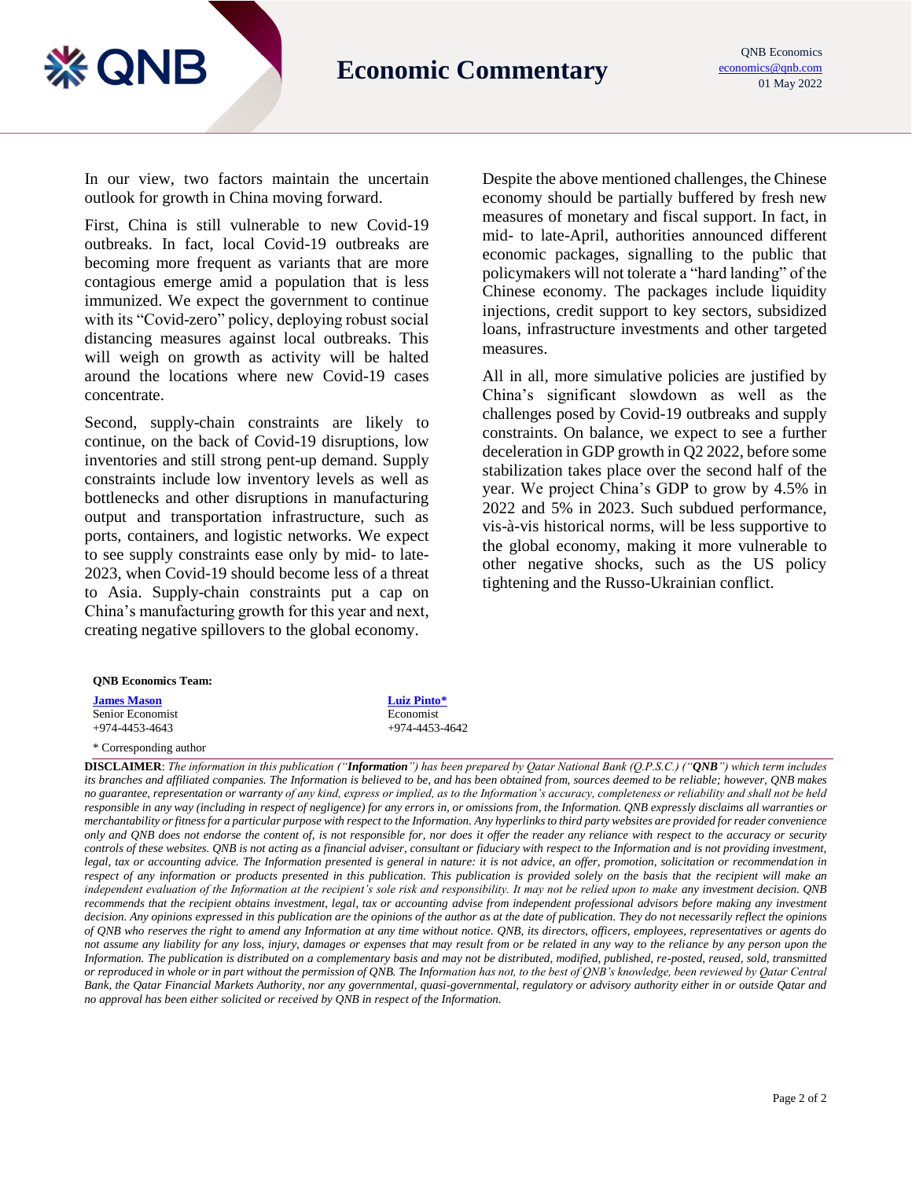In our view, two factors maintain the uncertain outlook for growth in China moving forward.

First, China is still vulnerable to new Covid-19 outbreaks. In fact, local Covid-19 outbreaks are becoming more frequent as variants that are more contagious emerge amid a population that is less immunized. We expect the government to continue with its "Covid-zero" policy, deploying robust social distancing measures against local outbreaks. This will weigh on growth as activity will be halted around the locations where new Covid-19 cases concentrate.

Second, supply-chain constraints are likely to continue, on the back of Covid-19 disruptions, low inventories and still strong pent-up demand. Supply constraints include low inventory levels as well as bottlenecks and other disruptions in manufacturing output and transportation infrastructure, such as ports, containers, and logistic networks. We expect to see supply constraints ease only by mid- to late-2023, when Covid-19 should become less of a threat to Asia. Supply-chain constraints put a cap on China's manufacturing growth for this year and next, creating negative spillovers to the global economy.

Despite the above mentioned challenges, the Chinese economy should be partially buffered by fresh new measures of monetary and fiscal support. In fact, in mid- to late-April, authorities announced different economic packages, signalling to the public that policymakers will not tolerate a "hard landing" of the Chinese economy. The packages include liquidity injections, credit support to key sectors, subsidized loans, infrastructure investments and other targeted measures.

All in all, more simulative policies are justified by China's significant slowdown as well as the challenges posed by Covid-19 outbreaks and supply constraints. On balance, we expect to see a further deceleration in GDP growth in Q2 2022, before some stabilization takes place over the second half of the year. We project China's GDP to grow by 4.5% in 2022 and 5% in 2023. Such subdued performance, vis-à-vis historical norms, will be less supportive to the global economy, making it more vulnerable to other negative shocks, such as the US policy tightening and the Russo-Ukrainian conflict.

**QNB Economics Team:**

**James Mason**
Senior Economist
+974-4453-4643

**Luiz Pinto***
Economist
+974-4453-4642

\* Corresponding author

**DISCLAIMER**: *The information in this publication ("**Information**") has been prepared by Qatar National Bank (Q.P.S.C.) ("**QNB**") which term includes its branches and affiliated companies. The Information is believed to be, and has been obtained from, sources deemed to be reliable; however, QNB makes no guarantee, representation or warranty of any kind, express or implied, as to the Information's accuracy, completeness or reliability and shall not be held responsible in any way (including in respect of negligence) for any errors in, or omissions from, the Information. QNB expressly disclaims all warranties or merchantability or fitness for a particular purpose with respect to the Information. Any hyperlinks to third party websites are provided for reader convenience only and QNB does not endorse the content of, is not responsible for, nor does it offer the reader any reliance with respect to the accuracy or security controls of these websites. QNB is not acting as a financial adviser, consultant or fiduciary with respect to the Information and is not providing investment, legal, tax or accounting advice. The Information presented is general in nature: it is not advice, an offer, promotion, solicitation or recommendation in respect of any information or products presented in this publication. This publication is provided solely on the basis that the recipient will make an independent evaluation of the Information at the recipient's sole risk and responsibility. It may not be relied upon to make any investment decision. QNB recommends that the recipient obtains investment, legal, tax or accounting advise from independent professional advisors before making any investment decision. Any opinions expressed in this publication are the opinions of the author as at the date of publication. They do not necessarily reflect the opinions of QNB who reserves the right to amend any Information at any time without notice. QNB, its directors, officers, employees, representatives or agents do not assume any liability for any loss, injury, damages or expenses that may result from or be related in any way to the reliance by any person upon the Information. The publication is distributed on a complementary basis and may not be distributed, modified, published, re-posted, reused, sold, transmitted or reproduced in whole or in part without the permission of QNB. The Information has not, to the best of QNB's knowledge, been reviewed by Qatar Central Bank, the Qatar Financial Markets Authority, nor any governmental, quasi-governmental, regulatory or advisory authority either in or outside Qatar and no approval has been either solicited or received by QNB in respect of the Information.*